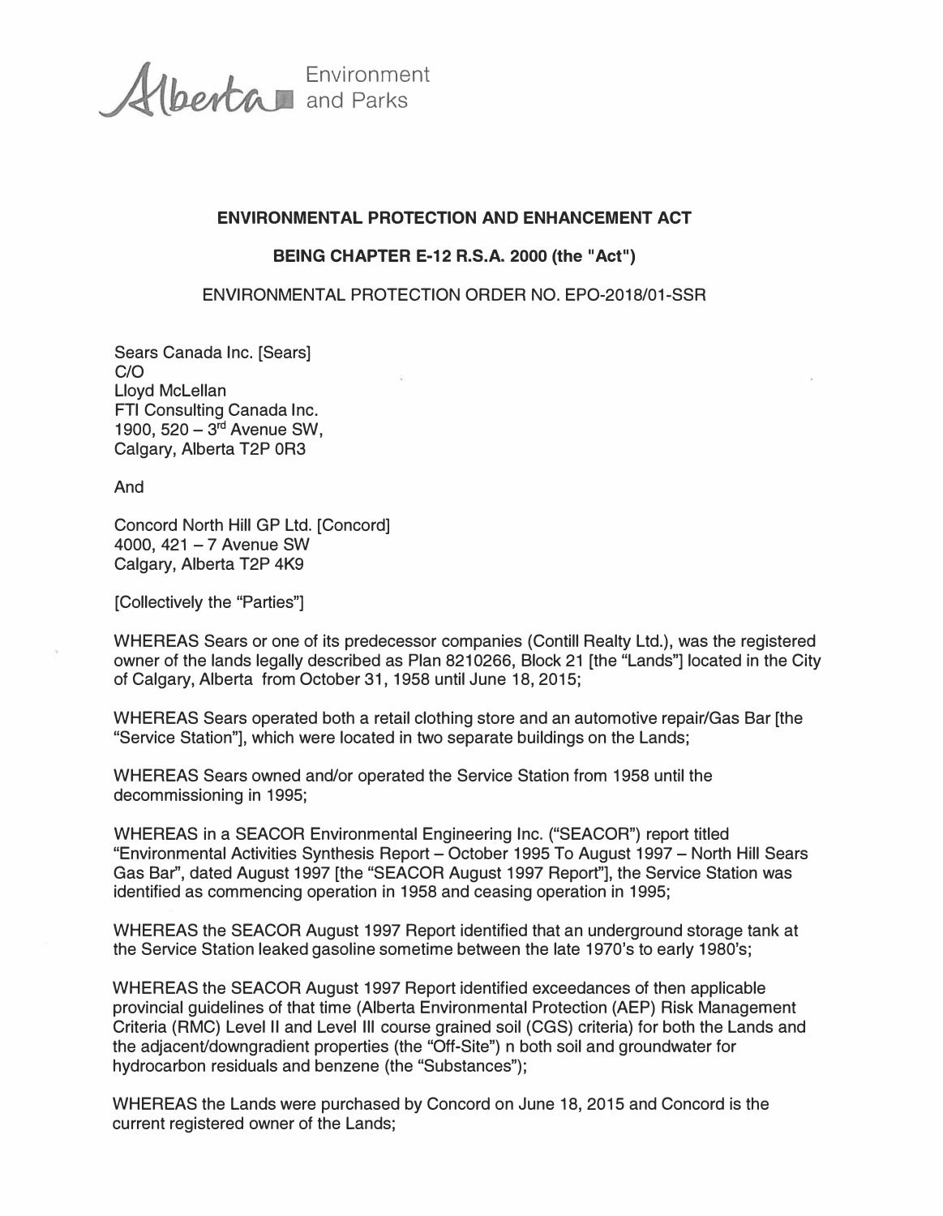Alberta Environment and Parks

**ENVIRONMENTAL PROTECTION AND ENHANCEMENT ACT**

**BEING CHAPTER E-12 R.S.A. 2000 (the "Act")**

ENVIRONMENTAL PROTECTION ORDER NO. EPO-2018/01-SSR

Sears Canada Inc. [Sears]
C/O
Lloyd McLellan
FTI Consulting Canada Inc.
1900, 520 – 3rd Avenue SW,
Calgary, Alberta T2P 0R3

And

Concord North Hill GP Ltd. [Concord]
4000, 421 – 7 Avenue SW
Calgary, Alberta T2P 4K9

[Collectively the "Parties"]

WHEREAS Sears or one of its predecessor companies (Contill Realty Ltd.), was the registered owner of the lands legally described as Plan 8210266, Block 21 [the "Lands"] located in the City of Calgary, Alberta from October 31, 1958 until June 18, 2015;

WHEREAS Sears operated both a retail clothing store and an automotive repair/Gas Bar [the "Service Station"], which were located in two separate buildings on the Lands;

WHEREAS Sears owned and/or operated the Service Station from 1958 until the decommissioning in 1995;

WHEREAS in a SEACOR Environmental Engineering Inc. ("SEACOR") report titled "Environmental Activities Synthesis Report – October 1995 To August 1997 – North Hill Sears Gas Bar", dated August 1997 [the "SEACOR August 1997 Report"], the Service Station was identified as commencing operation in 1958 and ceasing operation in 1995;

WHEREAS the SEACOR August 1997 Report identified that an underground storage tank at the Service Station leaked gasoline sometime between the late 1970's to early 1980's;

WHEREAS the SEACOR August 1997 Report identified exceedances of then applicable provincial guidelines of that time (Alberta Environmental Protection (AEP) Risk Management Criteria (RMC) Level II and Level III course grained soil (CGS) criteria) for both the Lands and the adjacent/downgradient properties (the "Off-Site") n both soil and groundwater for hydrocarbon residuals and benzene (the "Substances");

WHEREAS the Lands were purchased by Concord on June 18, 2015 and Concord is the current registered owner of the Lands;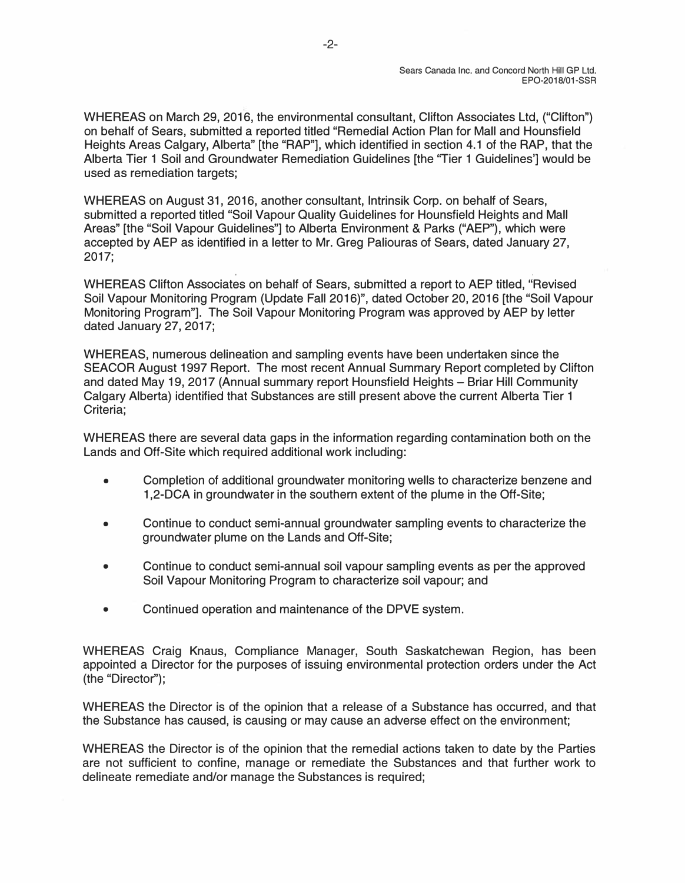WHEREAS on March 29, 2016, the environmental consultant, Clifton Associates Ltd, ("Clifton") on behalf of Sears, submitted a reported titled "Remedial Action Plan for Mall and Hounsfield Heights Areas Calgary, Alberta" [the "RAP"], which identified in section 4.1 of the RAP, that the Alberta Tier 1 Soil and Groundwater Remediation Guidelines [the "Tier 1 Guidelines'] would be used as remediation targets;

WHEREAS on August 31, 2016, another consultant, Intrinsik Corp. on behalf of Sears, submitted a reported titled "Soil Vapour Quality Guidelines for Hounsfield Heights and Mall Areas" [the "Soil Vapour Guidelines"] to Alberta Environment & Parks ("AEP"), which were accepted by AEP as identified in a letter to Mr. Greg Paliouras of Sears, dated January 27, 2017;

WHEREAS Clifton Associates on behalf of Sears, submitted a report to AEP titled, "Revised Soil Vapour Monitoring Program (Update Fall 2016)", dated October 20, 2016 [the "Soil Vapour Monitoring Program"]. The Soil Vapour Monitoring Program was approved by AEP by letter dated January 27, 2017;

WHEREAS, numerous delineation and sampling events have been undertaken since the SEACOR August 1997 Report. The most recent Annual Summary Report completed by Clifton and dated May 19, 2017 (Annual summary report Hounsfield Heights – Briar Hill Community Calgary Alberta) identified that Substances are still present above the current Alberta Tier 1 Criteria;

WHEREAS there are several data gaps in the information regarding contamination both on the Lands and Off-Site which required additional work including:

- Completion of additional groundwater monitoring wells to characterize benzene and 1,2-DCA in groundwater in the southern extent of the plume in the Off-Site;
- Continue to conduct semi-annual groundwater sampling events to characterize the groundwater plume on the Lands and Off-Site;
- Continue to conduct semi-annual soil vapour sampling events as per the approved Soil Vapour Monitoring Program to characterize soil vapour; and
- Continued operation and maintenance of the DPVE system.

WHEREAS Craig Knaus, Compliance Manager, South Saskatchewan Region, has been appointed a Director for the purposes of issuing environmental protection orders under the Act (the "Director");

WHEREAS the Director is of the opinion that a release of a Substance has occurred, and that the Substance has caused, is causing or may cause an adverse effect on the environment;

WHEREAS the Director is of the opinion that the remedial actions taken to date by the Parties are not sufficient to confine, manage or remediate the Substances and that further work to delineate remediate and/or manage the Substances is required;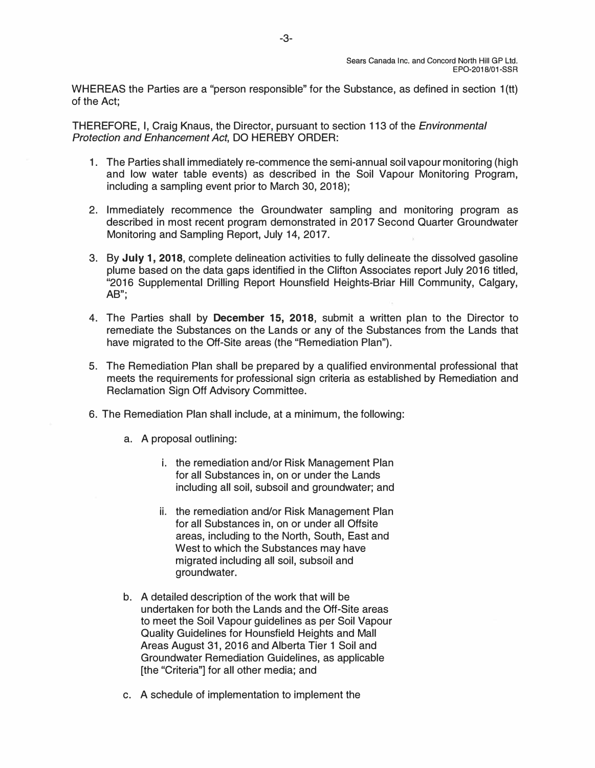WHEREAS the Parties are a "person responsible" for the Substance, as defined in section 1(tt) of the Act;

THEREFORE, I, Craig Knaus, the Director, pursuant to section 113 of the *Environmental Protection and Enhancement Act*, DO HEREBY ORDER:

1. The Parties shall immediately re-commence the semi-annual soil vapour monitoring (high and low water table events) as described in the Soil Vapour Monitoring Program, including a sampling event prior to March 30, 2018);

2. Immediately recommence the Groundwater sampling and monitoring program as described in most recent program demonstrated in 2017 Second Quarter Groundwater Monitoring and Sampling Report, July 14, 2017.

3. By **July 1, 2018**, complete delineation activities to fully delineate the dissolved gasoline plume based on the data gaps identified in the Clifton Associates report July 2016 titled, "2016 Supplemental Drilling Report Hounsfield Heights-Briar Hill Community, Calgary, AB";

4. The Parties shall by **December 15, 2018**, submit a written plan to the Director to remediate the Substances on the Lands or any of the Substances from the Lands that have migrated to the Off-Site areas (the "Remediation Plan").

5. The Remediation Plan shall be prepared by a qualified environmental professional that meets the requirements for professional sign criteria as established by Remediation and Reclamation Sign Off Advisory Committee.

6. The Remediation Plan shall include, at a minimum, the following:

   a. A proposal outlining:

      i. the remediation and/or Risk Management Plan for all Substances in, on or under the Lands including all soil, subsoil and groundwater; and

      ii. the remediation and/or Risk Management Plan for all Substances in, on or under all Offsite areas, including to the North, South, East and West to which the Substances may have migrated including all soil, subsoil and groundwater.

   b. A detailed description of the work that will be undertaken for both the Lands and the Off-Site areas to meet the Soil Vapour guidelines as per Soil Vapour Quality Guidelines for Hounsfield Heights and Mall Areas August 31, 2016 and Alberta Tier 1 Soil and Groundwater Remediation Guidelines, as applicable [the "Criteria"] for all other media; and

   c. A schedule of implementation to implement the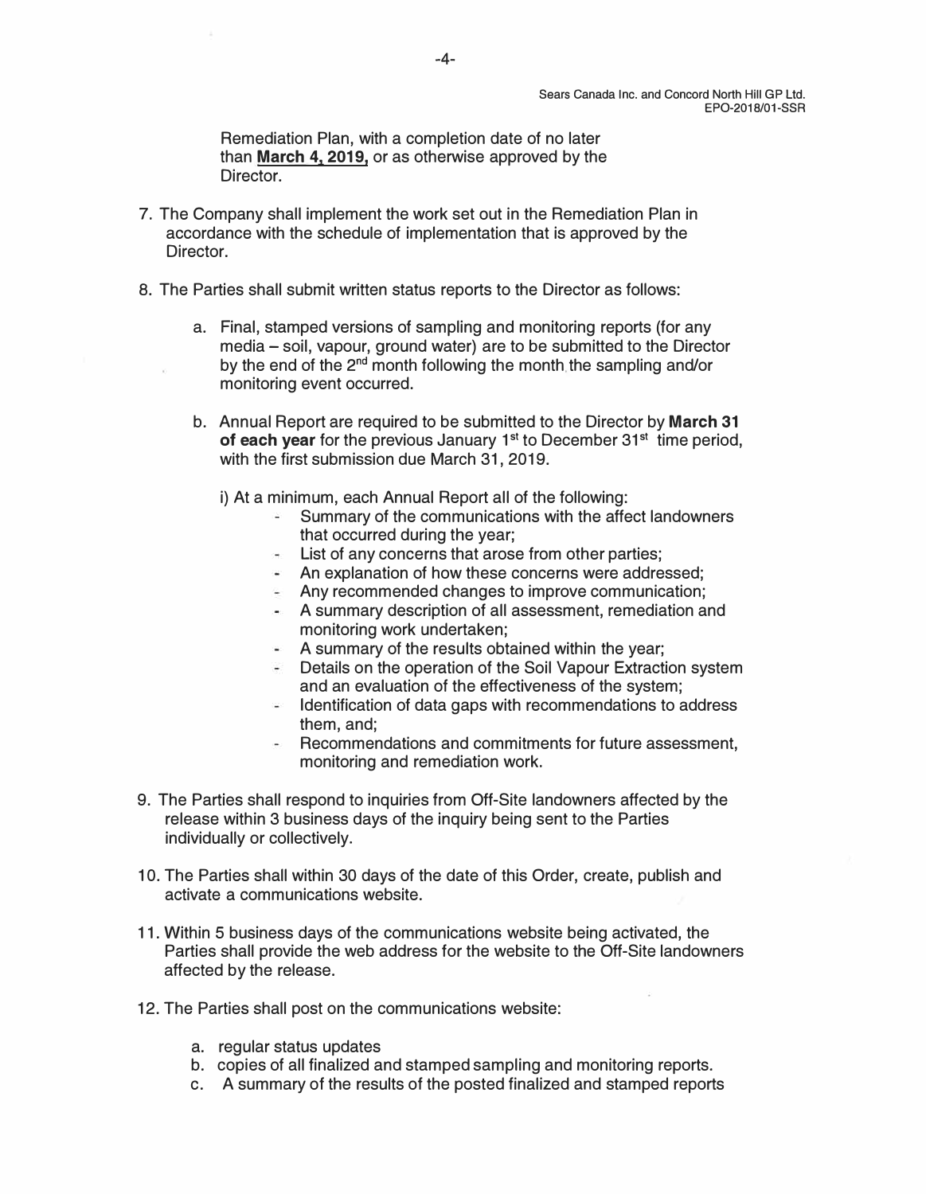Remediation Plan, with a completion date of no later than **March 4, 2019,** or as otherwise approved by the Director.

7. The Company shall implement the work set out in the Remediation Plan in accordance with the schedule of implementation that is approved by the Director.

8. The Parties shall submit written status reports to the Director as follows:

   a. Final, stamped versions of sampling and monitoring reports (for any media – soil, vapour, ground water) are to be submitted to the Director by the end of the 2nd month following the month the sampling and/or monitoring event occurred.

   b. Annual Report are required to be submitted to the Director by **March 31 of each year** for the previous January 1st to December 31st time period, with the first submission due March 31, 2019.

      i) At a minimum, each Annual Report all of the following:

      - Summary of the communications with the affect landowners that occurred during the year;
      - List of any concerns that arose from other parties;
      - An explanation of how these concerns were addressed;
      - Any recommended changes to improve communication;
      - A summary description of all assessment, remediation and monitoring work undertaken;
      - A summary of the results obtained within the year;
      - Details on the operation of the Soil Vapour Extraction system and an evaluation of the effectiveness of the system;
      - Identification of data gaps with recommendations to address them, and;
      - Recommendations and commitments for future assessment, monitoring and remediation work.

9. The Parties shall respond to inquiries from Off-Site landowners affected by the release within 3 business days of the inquiry being sent to the Parties individually or collectively.

10. The Parties shall within 30 days of the date of this Order, create, publish and activate a communications website.

11. Within 5 business days of the communications website being activated, the Parties shall provide the web address for the website to the Off-Site landowners affected by the release.

12. The Parties shall post on the communications website:

    a. regular status updates
    b. copies of all finalized and stamped sampling and monitoring reports.
    c. A summary of the results of the posted finalized and stamped reports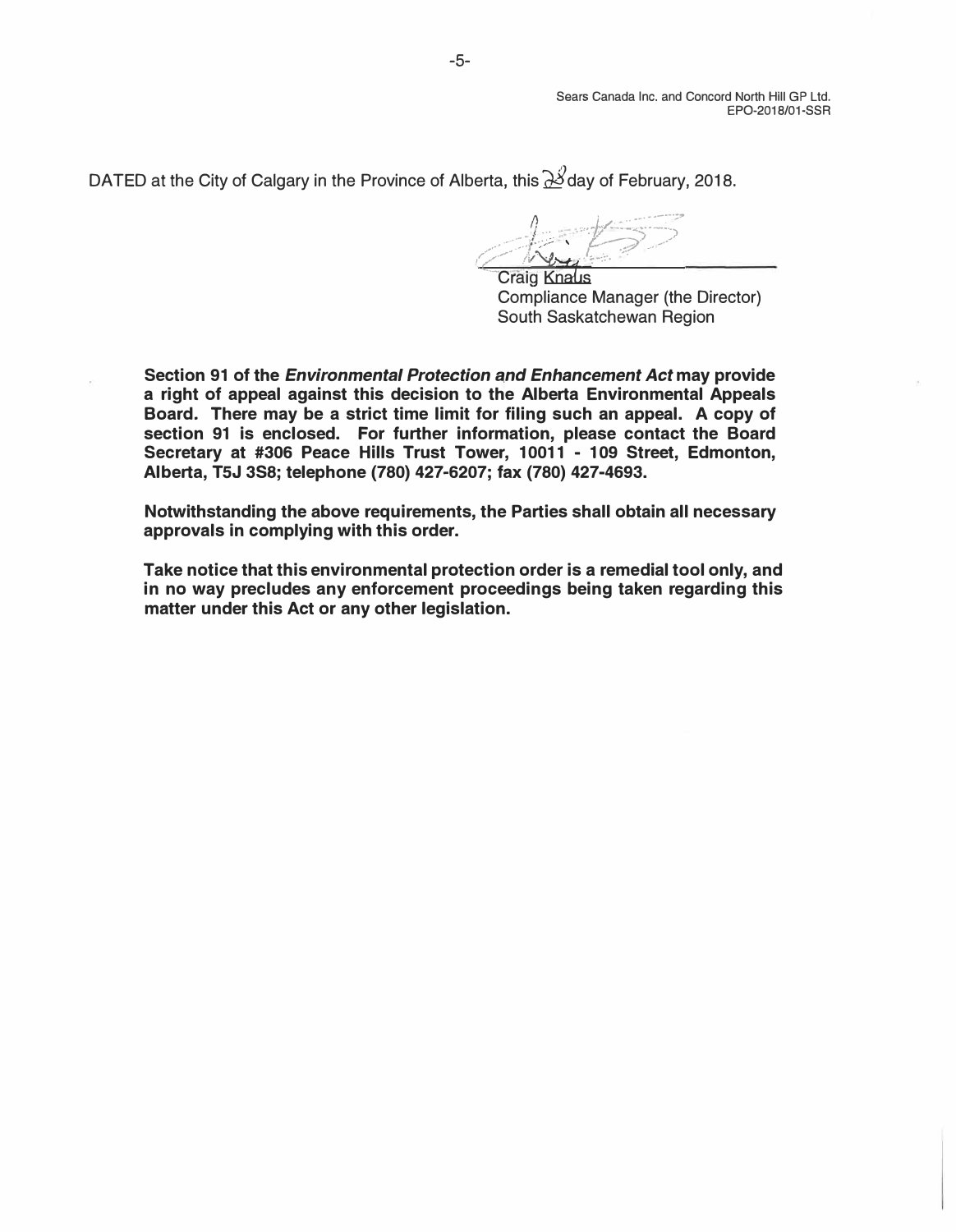DATED at the City of Calgary in the Province of Alberta, this 23 day of February, 2018.

Craig Knaus
Compliance Manager (the Director)
South Saskatchewan Region

**Section 91 of the *Environmental Protection and Enhancement Act* may provide a right of appeal against this decision to the Alberta Environmental Appeals Board. There may be a strict time limit for filing such an appeal. A copy of section 91 is enclosed. For further information, please contact the Board Secretary at #306 Peace Hills Trust Tower, 10011 - 109 Street, Edmonton, Alberta, T5J 3S8; telephone (780) 427-6207; fax (780) 427-4693.**

**Notwithstanding the above requirements, the Parties shall obtain all necessary approvals in complying with this order.**

**Take notice that this environmental protection order is a remedial tool only, and in no way precludes any enforcement proceedings being taken regarding this matter under this Act or any other legislation.**